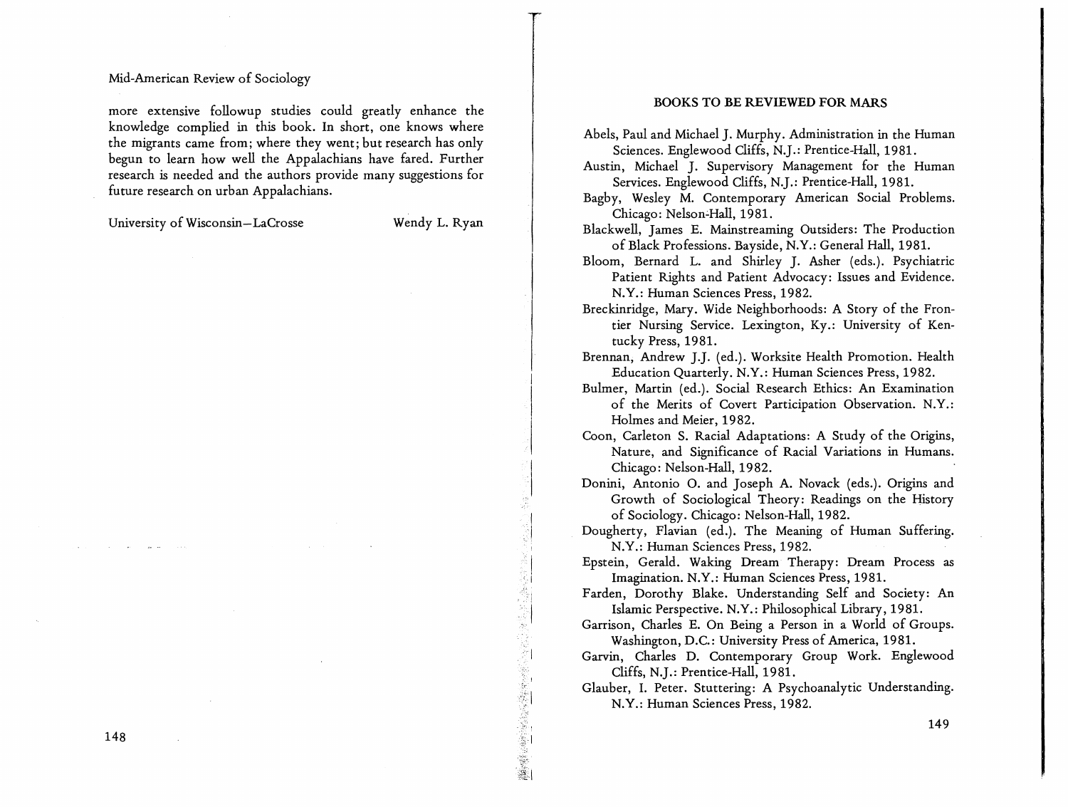more extensive followup studies could greatly enhance the knowledge complied in this book. In short, one knows where the migrants came from; where they went; but research has only begun to learn how well the Appalachians have fared. Further research is needed and the authors provide many suggestions for future research on urban Appalachians.

University of Wisconsin–LaCrosse — Wendy L. Ryan

## BOOKS TO BE REVIEWED FOR MARS

Abels, Paul and Michael J. Murphy. Administration in the Human Sciences. Englewood Cliffs, N.J.: Prentice-Hall, 1981.

Austin, Michael J. Supervisory Management for the Human Services. Englewood Cliffs, N.J.: Prentice-Hall, 1981.

Bagby, Wesley M. Contemporary American Social Problems. Chicago: Nelson-Hall, 1981.

Blackwell, James E. Mainstreaming Outsiders: The Production of Black Professions. Bayside, N.Y.: General Hall, 1981.

Bloom, Bernard L. and Shirley J. Asher (eds.). Psychiatric Patient Rights and Patient Advocacy: Issues and Evidence. N.Y.: Human Sciences Press, 1982.

Breckinridge, Mary. Wide Neighborhoods: A Story of the Frontier Nursing Service. Lexington, Ky.: University of Kentucky Press, 1981.

Brennan, Andrew J.J. (ed.). Worksite Health Promotion. Health Education Quarterly. N.Y.: Human Sciences Press, 1982.

Bulmer, Martin (ed.). Social Research Ethics: An Examination of the Merits of Covert Participation Observation. N.Y.: Holmes and Meier, 1982.

Coon, Carleton S. Racial Adaptations: A Study of the Origins, Nature, and Significance of Racial Variations in Humans. Chicago: Nelson-Hall, 1982.

Donini, Antonio O. and Joseph A. Novack (eds.). Origins and Growth of Sociological Theory: Readings on the History of Sociology. Chicago: Nelson-Hall, 1982.

Dougherty, Flavian (ed.). The Meaning of Human Suffering. N.Y.: Human Sciences Press, 1982.

Epstein, Gerald. Waking Dream Therapy: Dream Process as Imagination. N.Y.: Human Sciences Press, 1981.

Farden, Dorothy Blake. Understanding Self and Society: An Islamic Perspective. N.Y.: Philosophical Library, 1981.

Garrison, Charles E. On Being a Person in a World of Groups. Washington, D.C.: University Press of America, 1981.

Garvin, Charles D. Contemporary Group Work. Englewood Cliffs, N.J.: Prentice-Hall, 1981.

Glauber, I. Peter. Stuttering: A Psychoanalytic Understanding. N.Y.: Human Sciences Press, 1982.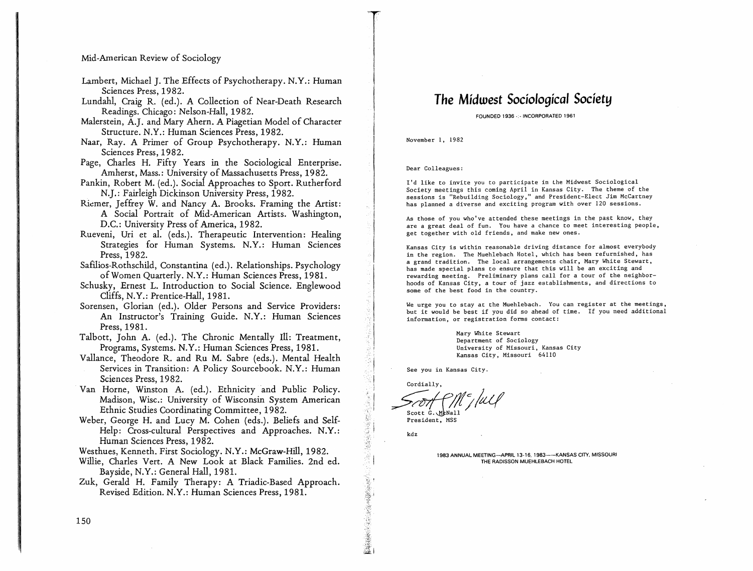Lambert, Michael J. The Effects of Psychotherapy. N.Y.: Human Sciences Press, 1982.

Lundahl, Craig R. (ed.). A Collection of Near-Death Research Readings. Chicago: Nelson-Hall, 1982.

Malerstein, A.J. and Mary Ahern. A Piagetian Model of Character Structure. N.Y.: Human Sciences Press, 1982.

Naar, Ray. A Primer of Group Psychotherapy. N.Y.: Human Sciences Press, 1982.

Page, Charles H. Fifty Years in the Sociological Enterprise. Amherst, Mass.: University of Massachusetts Press, 1982.

Pankin, Robert M. (ed.). Social Approaches to Sport. Rutherford N.J.: Fairleigh Dickinson University Press, 1982.

Riemer, Jeffrey W. and Nancy A. Brooks. Framing the Artist: A Social Portrait of Mid-American Artists. Washington, D.C.: University Press of America, 1982.

Rueveni, Uri et al. (eds.). Therapeutic Intervention: Healing Strategies for Human Systems. N.Y.: Human Sciences Press, 1982.

Safilios-Rothschild, Constantina (ed.). Relationships. Psychology of Women Quarterly. N.Y.: Human Sciences Press, 1981.

Schusky, Ernest L. Introduction to Social Science. Englewood Cliffs, N.Y.: Prentice-Hall, 1981.

Sorensen, Glorian (ed.). Older Persons and Service Providers: An Instructor's Training Guide. N.Y.: Human Sciences Press, 1981.

Talbott, John A. (ed.). The Chronic Mentally Ill: Treatment, Programs, Systems. N.Y.: Human Sciences Press, 1981.

Vallance, Theodore R. and Ru M. Sabre (eds.). Mental Health Services in Transition: A Policy Sourcebook. N.Y.: Human Sciences Press, 1982.

Van Horne, Winston A. (ed.). Ethnicity and Public Policy. Madison, Wisc.: University of Wisconsin System American Ethnic Studies Coordinating Committee, 1982.

Weber, George H. and Lucy M. Cohen (eds.). Beliefs and Self-Help: Cross-cultural Perspectives and Approaches. N.Y.: Human Sciences Press, 1982.

Westhues, Kenneth. First Sociology. N.Y.: McGraw-Hill, 1982.

Willie, Charles Vert. A New Look at Black Families. 2nd ed. Bayside, N.Y.: General Hall, 1981.

Zuk, Gerald H. Family Therapy: A Triadic-Based Approach. Revised Edition. N.Y.: Human Sciences Press, 1981.

# *The Midwest Sociological Society*

FOUNDED 1936 · INCORPORATED 1961

November 1, 1982

Dear Colleagues:

I'd like to invite you to participate in the Midwest Sociological Society meetings this coming April in Kansas City. The theme of the sessions is "Rebuilding Sociology," and President-Elect Jim McCartney has planned a diverse and exciting program with over 120 sessions.

As those of you who've attended these meetings in the past know, they are a great deal of fun. You have a chance to meet interesting people, get together with old friends, and make new ones.

Kansas City is within reasonable driving distance for almost everybody in the region. The Muehlebach Hotel, which has been refurnished, has a grand tradition. The local arrangements chair, Mary White Stewart, has made special plans to ensure that this will be an exciting and rewarding meeting. Preliminary plans call for a tour of the neighborhoods of Kansas City, a tour of jazz establishments, and directions to some of the best food in the country.

We urge you to stay at the Muehlebach. You can register at the meetings, but it would be best if you did so ahead of time. If you need additional information, or registration forms contact:

Mary White Stewart
Department of Sociology
University of Missouri, Kansas City
Kansas City, Missouri 64110

See you in Kansas City.

Cordially,

Scott G. McNall
President, MSS

kdz

1983 ANNUAL MEETING—APRIL 13-16, 1983—KANSAS CITY, MISSOURI
THE RADISSON MUEHLEBACH HOTEL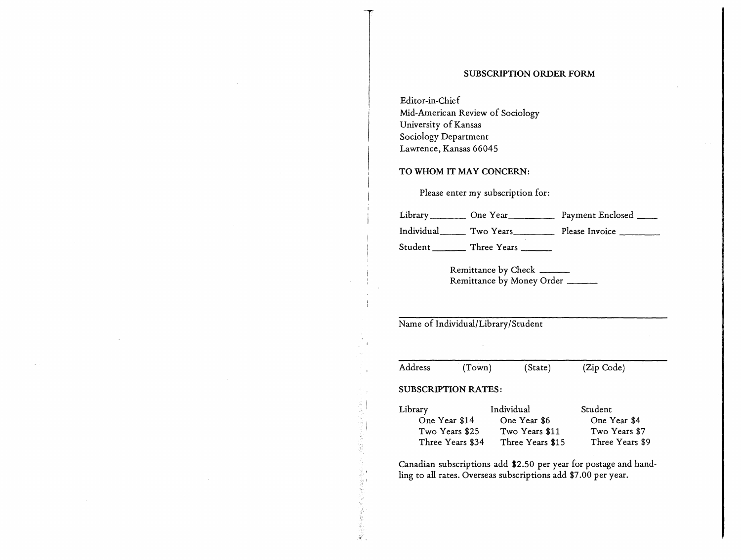## SUBSCRIPTION ORDER FORM

Editor-in-Chief
Mid-American Review of Sociology
University of Kansas
Sociology Department
Lawrence, Kansas 66045

**TO WHOM IT MAY CONCERN:**

Please enter my subscription for:

| | | |
|---|---|---|
| Library ________ | One Year __________ | Payment Enclosed ____ |
| Individual ______ | Two Years _________ | Please Invoice ________ |
| Student ________ | Three Years ______ | |

Remittance by Check ______
Remittance by Money Order ______

_______________________________________________
Name of Individual/Library/Student

_______________________________________________
Address (Town) (State) (Zip Code)

**SUBSCRIPTION RATES:**

| Library | Individual | Student |
|---|---|---|
| One Year $14 | One Year $6 | One Year $4 |
| Two Years $25 | Two Years $11 | Two Years $7 |
| Three Years $34 | Three Years $15 | Three Years $9 |

Canadian subscriptions add $2.50 per year for postage and handling to all rates. Overseas subscriptions add $7.00 per year.